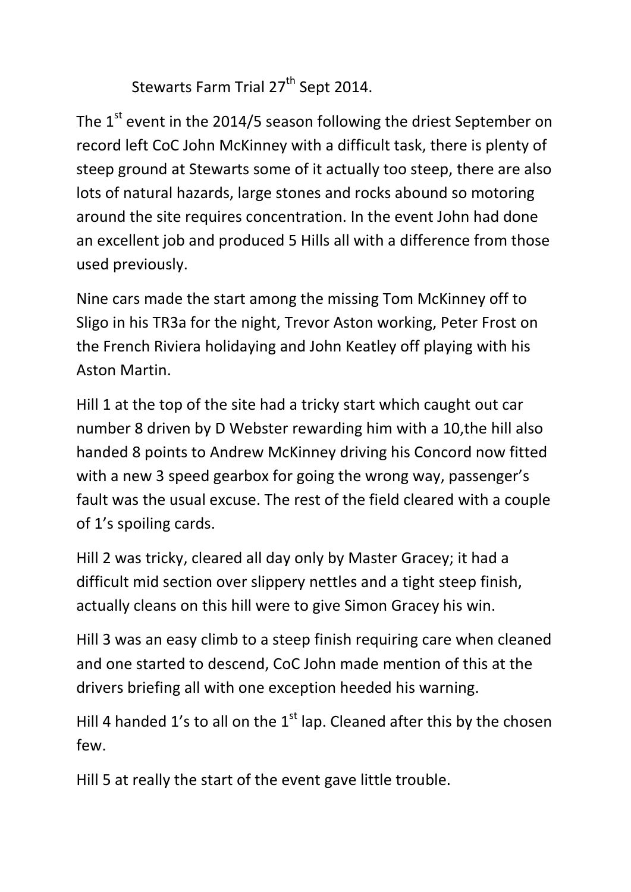# Stewarts Farm Trial 27th Sept 2014.

The 1st event in the 2014/5 season following the driest September on record left CoC John McKinney with a difficult task, there is plenty of steep ground at Stewarts some of it actually too steep, there are also lots of natural hazards, large stones and rocks abound so motoring around the site requires concentration. In the event John had done an excellent job and produced 5 Hills all with a difference from those used previously.

Nine cars made the start among the missing Tom McKinney off to Sligo in his TR3a for the night, Trevor Aston working, Peter Frost on the French Riviera holidaying and John Keatley off playing with his Aston Martin.

Hill 1 at the top of the site had a tricky start which caught out car number 8 driven by D Webster rewarding him with a 10,the hill also handed 8 points to Andrew McKinney driving his Concord now fitted with a new 3 speed gearbox for going the wrong way, passenger's fault was the usual excuse. The rest of the field cleared with a couple of 1's spoiling cards.

Hill 2 was tricky, cleared all day only by Master Gracey; it had a difficult mid section over slippery nettles and a tight steep finish, actually cleans on this hill were to give Simon Gracey his win.

Hill 3 was an easy climb to a steep finish requiring care when cleaned and one started to descend, CoC John made mention of this at the drivers briefing all with one exception heeded his warning.

Hill 4 handed 1's to all on the 1st lap. Cleaned after this by the chosen few.

Hill 5 at really the start of the event gave little trouble.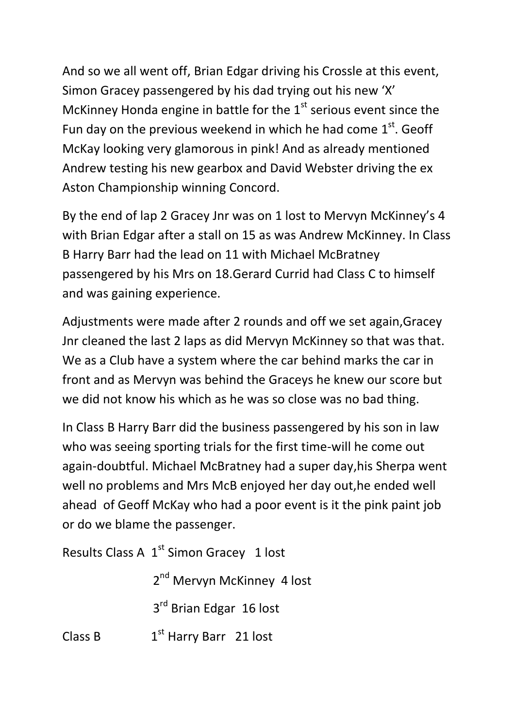And so we all went off, Brian Edgar driving his Crossle at this event, Simon Gracey passengered by his dad trying out his new 'X' McKinney Honda engine in battle for the 1st serious event since the Fun day on the previous weekend in which he had come 1st. Geoff McKay looking very glamorous in pink! And as already mentioned Andrew testing his new gearbox and David Webster driving the ex Aston Championship winning Concord.

By the end of lap 2 Gracey Jnr was on 1 lost to Mervyn McKinney's 4 with Brian Edgar after a stall on 15 as was Andrew McKinney. In Class B Harry Barr had the lead on 11 with Michael McBratney passengered by his Mrs on 18.Gerard Currid had Class C to himself and was gaining experience.

Adjustments were made after 2 rounds and off we set again,Gracey Jnr cleaned the last 2 laps as did Mervyn McKinney so that was that. We as a Club have a system where the car behind marks the car in front and as Mervyn was behind the Graceys he knew our score but we did not know his which as he was so close was no bad thing.

In Class B Harry Barr did the business passengered by his son in law who was seeing sporting trials for the first time-will he come out again-doubtful. Michael McBratney had a super day,his Sherpa went well no problems and Mrs McB enjoyed her day out,he ended well ahead of Geoff McKay who had a poor event is it the pink paint job or do we blame the passenger.

Results Class A 1st Simon Gracey 1 lost

2nd Mervyn McKinney 4 lost

3rd Brian Edgar 16 lost

Class B 1st Harry Barr 21 lost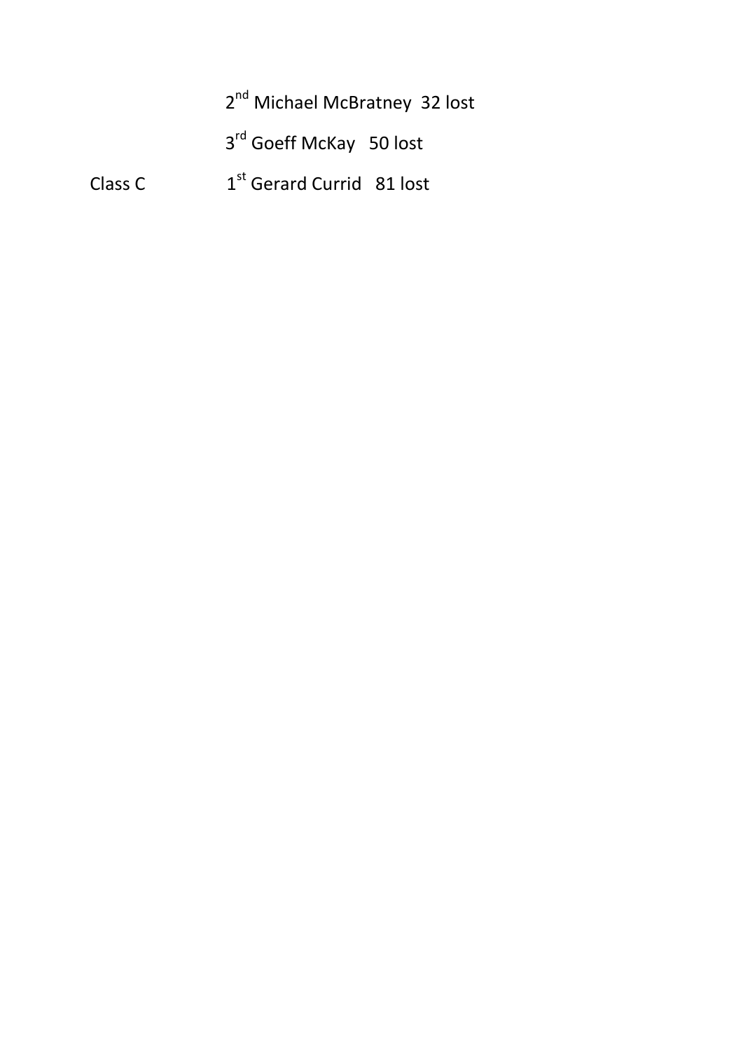|  |  |
|---|---|
|  | 2nd Michael McBratney 32 lost |
|  | 3rd Goeff McKay 50 lost |
| Class C | 1st Gerard Currid 81 lost |